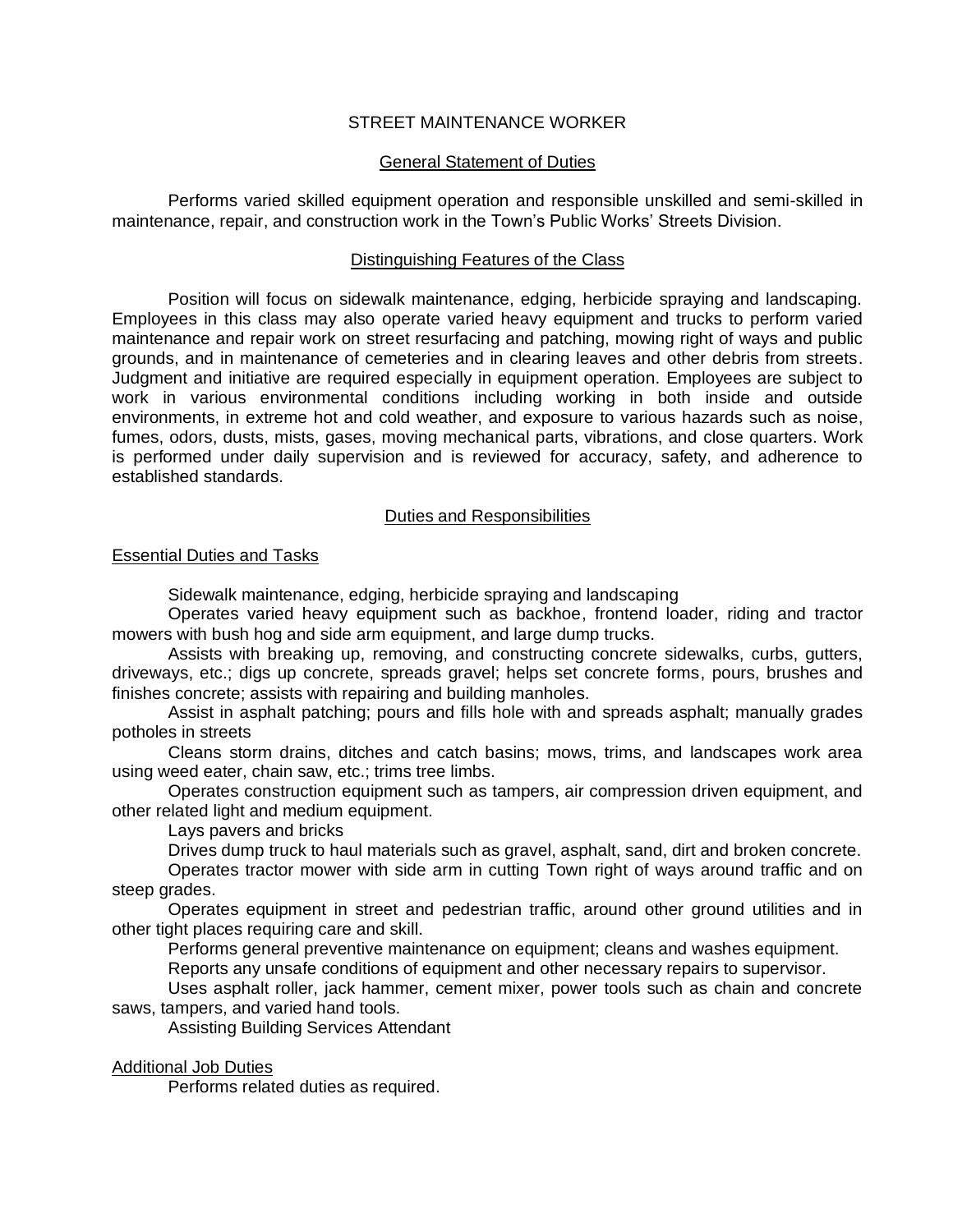# STREET MAINTENANCE WORKER

## General Statement of Duties

Performs varied skilled equipment operation and responsible unskilled and semi-skilled in maintenance, repair, and construction work in the Town's Public Works' Streets Division.

## Distinguishing Features of the Class

Position will focus on sidewalk maintenance, edging, herbicide spraying and landscaping. Employees in this class may also operate varied heavy equipment and trucks to perform varied maintenance and repair work on street resurfacing and patching, mowing right of ways and public grounds, and in maintenance of cemeteries and in clearing leaves and other debris from streets. Judgment and initiative are required especially in equipment operation. Employees are subject to work in various environmental conditions including working in both inside and outside environments, in extreme hot and cold weather, and exposure to various hazards such as noise, fumes, odors, dusts, mists, gases, moving mechanical parts, vibrations, and close quarters. Work is performed under daily supervision and is reviewed for accuracy, safety, and adherence to established standards.

## Duties and Responsibilities

### Essential Duties and Tasks

Sidewalk maintenance, edging, herbicide spraying and landscaping

Operates varied heavy equipment such as backhoe, frontend loader, riding and tractor mowers with bush hog and side arm equipment, and large dump trucks.

Assists with breaking up, removing, and constructing concrete sidewalks, curbs, gutters, driveways, etc.; digs up concrete, spreads gravel; helps set concrete forms, pours, brushes and finishes concrete; assists with repairing and building manholes.

Assist in asphalt patching; pours and fills hole with and spreads asphalt; manually grades potholes in streets

Cleans storm drains, ditches and catch basins; mows, trims, and landscapes work area using weed eater, chain saw, etc.; trims tree limbs.

Operates construction equipment such as tampers, air compression driven equipment, and other related light and medium equipment.

Lays pavers and bricks

Drives dump truck to haul materials such as gravel, asphalt, sand, dirt and broken concrete.

Operates tractor mower with side arm in cutting Town right of ways around traffic and on steep grades.

Operates equipment in street and pedestrian traffic, around other ground utilities and in other tight places requiring care and skill.

Performs general preventive maintenance on equipment; cleans and washes equipment.

Reports any unsafe conditions of equipment and other necessary repairs to supervisor.

Uses asphalt roller, jack hammer, cement mixer, power tools such as chain and concrete saws, tampers, and varied hand tools.

Assisting Building Services Attendant

### Additional Job Duties

Performs related duties as required.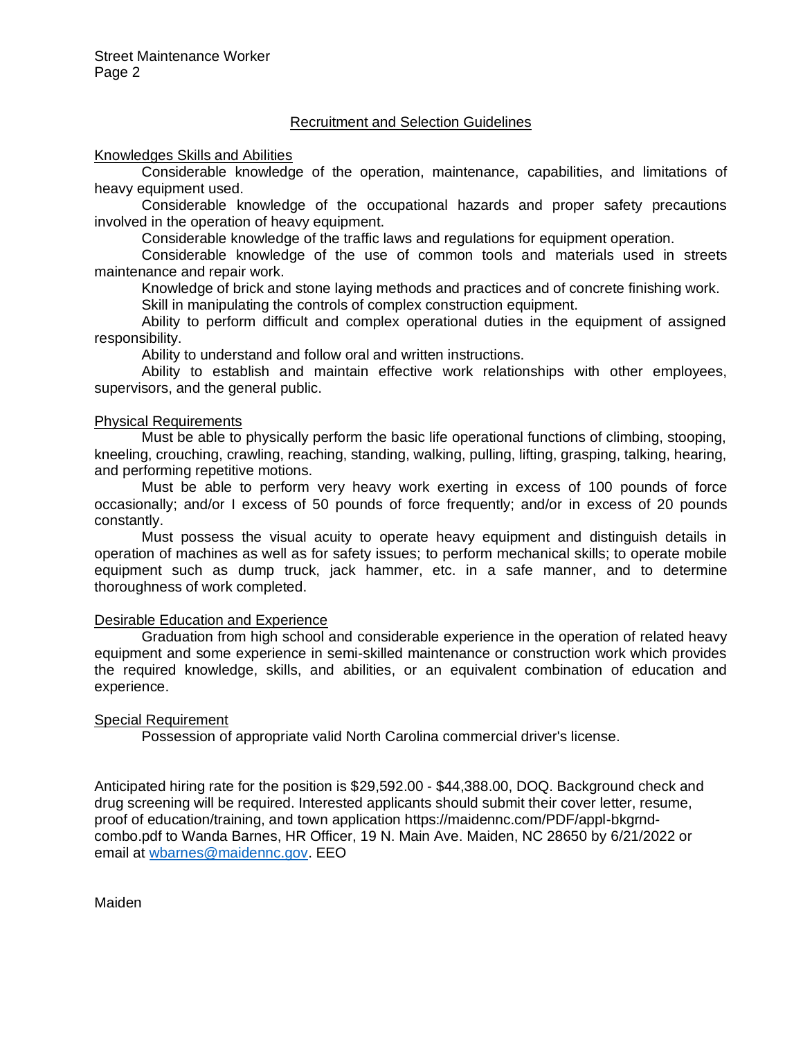## Recruitment and Selection Guidelines

### Knowledges Skills and Abilities

Considerable knowledge of the operation, maintenance, capabilities, and limitations of heavy equipment used.

Considerable knowledge of the occupational hazards and proper safety precautions involved in the operation of heavy equipment.

Considerable knowledge of the traffic laws and regulations for equipment operation.

Considerable knowledge of the use of common tools and materials used in streets maintenance and repair work.

Knowledge of brick and stone laying methods and practices and of concrete finishing work.

Skill in manipulating the controls of complex construction equipment.

Ability to perform difficult and complex operational duties in the equipment of assigned responsibility.

Ability to understand and follow oral and written instructions.

Ability to establish and maintain effective work relationships with other employees, supervisors, and the general public.

### Physical Requirements

Must be able to physically perform the basic life operational functions of climbing, stooping, kneeling, crouching, crawling, reaching, standing, walking, pulling, lifting, grasping, talking, hearing, and performing repetitive motions.

Must be able to perform very heavy work exerting in excess of 100 pounds of force occasionally; and/or I excess of 50 pounds of force frequently; and/or in excess of 20 pounds constantly.

Must possess the visual acuity to operate heavy equipment and distinguish details in operation of machines as well as for safety issues; to perform mechanical skills; to operate mobile equipment such as dump truck, jack hammer, etc. in a safe manner, and to determine thoroughness of work completed.

### Desirable Education and Experience

Graduation from high school and considerable experience in the operation of related heavy equipment and some experience in semi-skilled maintenance or construction work which provides the required knowledge, skills, and abilities, or an equivalent combination of education and experience.

### Special Requirement

Possession of appropriate valid North Carolina commercial driver's license.

Anticipated hiring rate for the position is $29,592.00 - $44,388.00, DOQ. Background check and drug screening will be required. Interested applicants should submit their cover letter, resume, proof of education/training, and town application https://maidennc.com/PDF/appl-bkgrnd-combo.pdf to Wanda Barnes, HR Officer, 19 N. Main Ave. Maiden, NC 28650 by 6/21/2022 or email at [wbarnes@maidennc.gov](mailto:wbarnes@maidennc.gov). EEO

Maiden